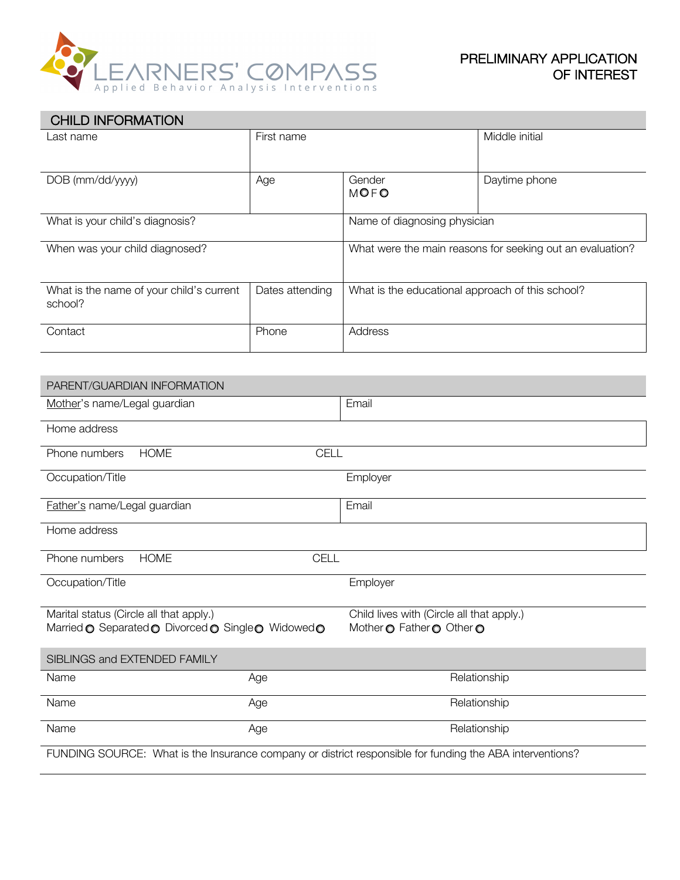LEARNERS' COMPASS
Applied Behavior Analysis Interventions

# PRELIMINARY APPLICATION OF INTEREST

## CHILD INFORMATION

| Last name | First name | | Middle initial |
|---|---|---|---|
| DOB (mm/dd/yyyy) | Age | Gender M ○ F ○ | Daytime phone |
| What is your child's diagnosis? | | Name of diagnosing physician | |
| When was your child diagnosed? | | What were the main reasons for seeking out an evaluation? | |
| What is the name of your child's current school? | Dates attending | What is the educational approach of this school? | |
| Contact | Phone | Address | |

## PARENT/GUARDIAN INFORMATION

| | |
|---|---|
| Mother's name/Legal guardian | Email |
| Home address | |
| Phone numbers HOME | CELL |
| Occupation/Title | Employer |
| Father's name/Legal guardian | Email |
| Home address | |
| Phone numbers HOME | CELL |
| Occupation/Title | Employer |
| Marital status (Circle all that apply.) Married ○ Separated ○ Divorced ○ Single ○ Widowed ○ | Child lives with (Circle all that apply.) Mother ○ Father ○ Other ○ |

## SIBLINGS and EXTENDED FAMILY

| Name | Age | Relationship |
|---|---|---|
| Name | Age | Relationship |
| Name | Age | Relationship |

FUNDING SOURCE: What is the Insurance company or district responsible for funding the ABA interventions?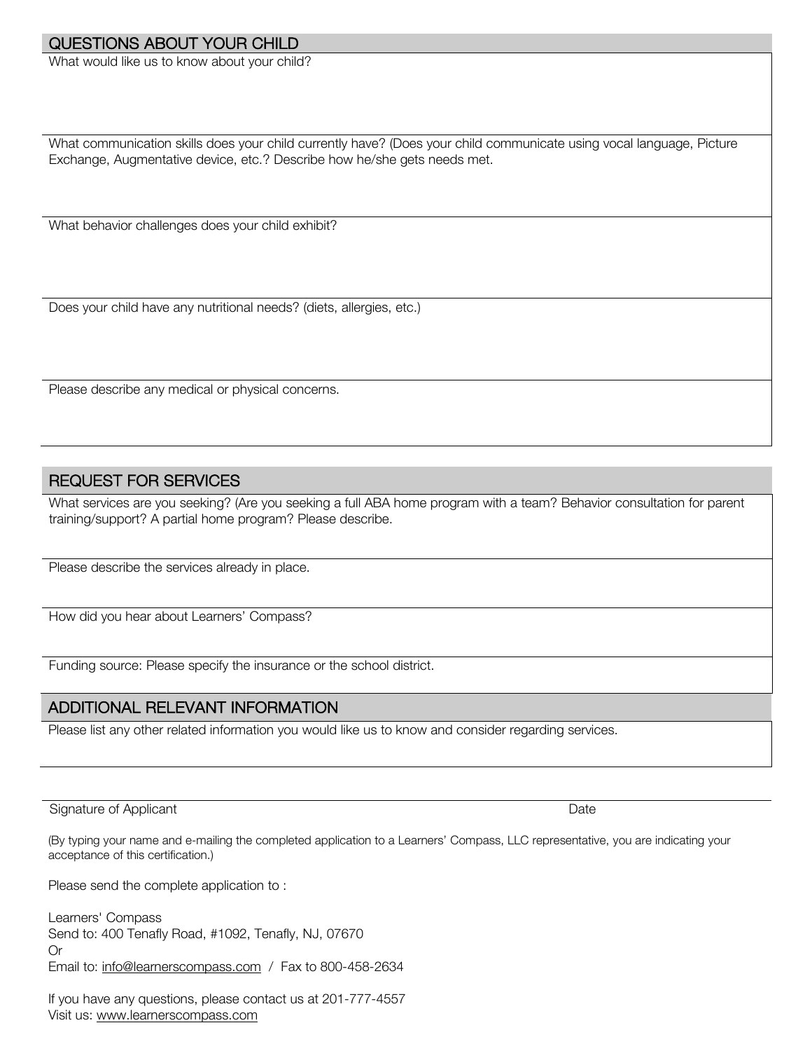## QUESTIONS ABOUT YOUR CHILD

What would like us to know about your child?

What communication skills does your child currently have? (Does your child communicate using vocal language, Picture Exchange, Augmentative device, etc.? Describe how he/she gets needs met.

What behavior challenges does your child exhibit?

Does your child have any nutritional needs? (diets, allergies, etc.)

Please describe any medical or physical concerns.

## REQUEST FOR SERVICES

What services are you seeking? (Are you seeking a full ABA home program with a team? Behavior consultation for parent training/support? A partial home program? Please describe.

Please describe the services already in place.

How did you hear about Learners' Compass?

Funding source: Please specify the insurance or the school district.

## ADDITIONAL RELEVANT INFORMATION

Please list any other related information you would like us to know and consider regarding services.

Signature of Applicant Date

(By typing your name and e-mailing the completed application to a Learners' Compass, LLC representative, you are indicating your acceptance of this certification.)

Please send the complete application to :

Learners' Compass
Send to: 400 Tenafly Road, #1092, Tenafly, NJ, 07670
Or
Email to: info@learnerscompass.com / Fax to 800-458-2634

If you have any questions, please contact us at 201-777-4557
Visit us: www.learnerscompass.com